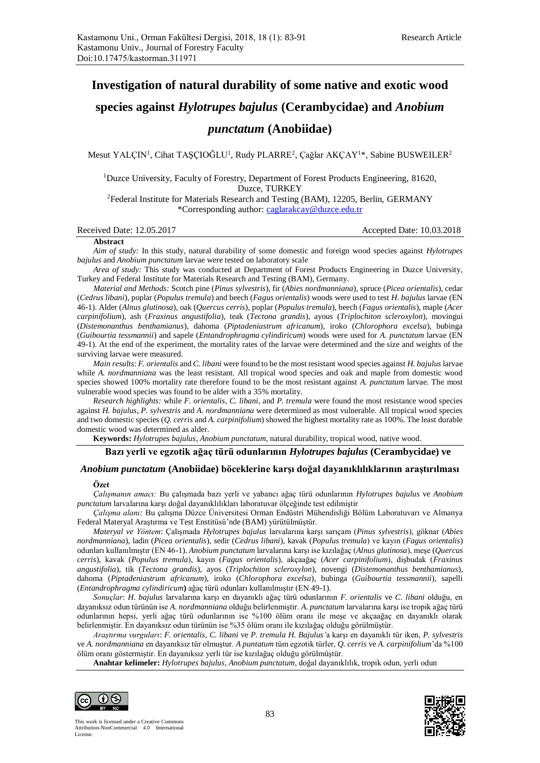Kastamonu Uni., Orman Fakültesi Dergisi, 2018, 18 (1): 83-91
Kastamonu Univ., Journal of Forestry Faculty
Doi:10.17475/kastorman.311971

Research Article

# Investigation of natural durability of some native and exotic wood species against *Hylotrupes bajulus* (Cerambycidae) and *Anobium punctatum* (Anobiidae)

Mesut YALÇIN[1], Cihat TAŞÇIOĞLU[1], Rudy PLARRE[2], Çağlar AKÇAY[1]*, Sabine BUSWEILER[2]

[1]Duzce University, Faculty of Forestry, Department of Forest Products Engineering, 81620, Duzce, TURKEY
[2]Federal Institute for Materials Research and Testing (BAM), 12205, Berlin, GERMANY
*Corresponding author: caglarakcay@duzce.edu.tr

Received Date: 12.05.2017 Accepted Date: 10.03.2018

**Abstract**

*Aim of study:* In this study, natural durability of some domestic and foreign wood species against *Hylotrupes bajulus* and *Anobium punctatum* larvae were tested on laboratory scale

*Area of study:* This study was conducted at Department of Forest Products Engineering in Duzce University, Turkey and Federal Institute for Materials Research and Testing (BAM), Germany.

*Material and Methods:* Scotch pine (*Pinus sylvestris*), fir (*Abies nordmanniana*), spruce (*Picea orientalis*), cedar (*Cedrus libani*), poplar (*Populus tremula*) and beech (*Fagus orientalis*) woods were used to test *H. bajulus* larvae (EN 46-1). Alder (*Alnus glutinosa*), oak (*Quercus cerris*), poplar (*Populus tremula*), beech (*Fagus orientalis*), maple (*Acer carpinifolium*), ash (*Fraxinus angustifolia*), teak (*Tectona grandis*), ayous (*Triplochiton scleroxylon*), movingui (*Distemonanthus benthamianus*), dahoma (*Piptadeniastrum africanum*), iroko (*Chlorophora excelsa*), bubinga (*Guibourtia tessmannii*) and sapele (*Entandrophragma cylindiricum*) woods were used for *A. punctatum* larvae (EN 49-1). At the end of the experiment, the mortality rates of the larvae were determined and the size and weights of the surviving larvae were measured.

*Main results*: *F. orientalis* and *C. libani* were found to be the most resistant wood species against *H. bajulus* larvae while *A. nordmanniana* was the least resistant. All tropical wood species and oak and maple from domestic wood species showed 100% mortality rate therefore found to be the most resistant against *A. punctatum* larvae. The most vulnerable wood species was found to be alder with a 35% mortality.

*Research highlights:* while *F. orientalis*, *C. libani*, and *P. tremula* were found the most resistance wood species against *H. bajulus*, *P. sylvestris* and *A. nordmanniana* were determined as most vulnerable. All tropical wood species and two domestic species (*Q. cerris* and *A. carpinifolium*) showed the highest mortality rate as 100%. The least durable domestic wood was determined as alder.

**Keywords:** *Hylotrupes bajulus*, *Anobium punctatum*, natural durability, tropical wood, native wood.

## Bazı yerli ve egzotik ağaç türü odunlarının *Hylotrupes bajulus* (Cerambycidae) ve *Anobium punctatum* (Anobiidae) böceklerine karşı doğal dayanıklılıklarının araştırılması

**Özet**

*Çalışmanın amacı:* Bu çalışmada bazı yerli ve yabancı ağaç türü odunlarının *Hylotrupes bajulus* ve *Anobium punctatum* larvalarına karşı doğal dayanıklılıkları laboratuvar ölçeğinde test edilmiştir

*Çalışma alanı:* Bu çalışma Düzce Üniversitesi Orman Endüstri Mühendisliği Bölüm Laboratuvarı ve Almanya Federal Materyal Araştırma ve Test Enstitüsü'nde (BAM) yürütülmüştür.

*Materyal ve Yöntem*: Çalışmada *Hylotrupes bajulus* larvalarına karşı sarıçam (*Pinus sylvestris*), göknar (*Abies nordmanniana*), ladin (*Picea orientalis*), sedir (*Cedrus libani*), kavak (*Populus tremula*) ve kayın (*Fagus orientalis*) odunları kullanılmıştır (EN 46-1). *Anobium punctatum* larvalarına karşı ise kızılağaç (*Alnus glutinosa*), meşe (*Quercus cerris*), kavak (*Populus tremula*), kayın (*Fagus orientalis*), akçaağaç (*Acer carpinifolium*), dişbudak (*Fraxinus angustifolia*), tik (*Tectona grandis*), ayos (*Triplochiton scleroxylon*), novengi (*Distemonanthus benthamianus*), dahoma (*Piptadeniastrum africanum*), iroko (*Chlorophora excelsa*), bubinga (*Guibourtia tessmannii*), sapelli (*Entandrophragma cylindiricum*) ağaç türü odunları kullanılmıştır (EN 49-1).

*Sonuçlar*: *H. bajulus* larvalarına karşı en dayanıklı ağaç türü odunlarının *F. orientalis* ve *C. libani* olduğu, en dayanıksız odun türünün ise *A. nordmanniana* olduğu belirlenmiştir. *A. punctatum* larvalarına karşı ise tropik ağaç türü odunlarının hepsi, yerli ağaç türü odunlarının ise %100 ölüm oranı ile meşe ve akçaağaç en dayanıklı olarak belirlenmiştir. En dayanıksız odun türünün ise %35 ölüm oranı ile kızılağaç olduğu görülmüştür.

*Araştırma vurguları*: *F. orientalis*, *C. libani* ve *P. tremula H. Bajulus*'a karşı en dayanıklı tür iken, *P. sylvestris* ve *A. nordmanniana* en dayanıksız tür olmuştur. *A. puntatum* tüm egzotik türler, *Q. cerris* ve *A. carpinifolium*'da %100 ölüm oranı göstermiştir. En dayanıksız yerli tür ise kızılağaç olduğu görülmüştür.

**Anahtar kelimeler:** *Hylotrupes bajulus, Anobium punctatum*, doğal dayanıklılık, tropik odun, yerli odun

This work is licensed under a Creative Commons Attribution-NonCommercial 4.0 International License.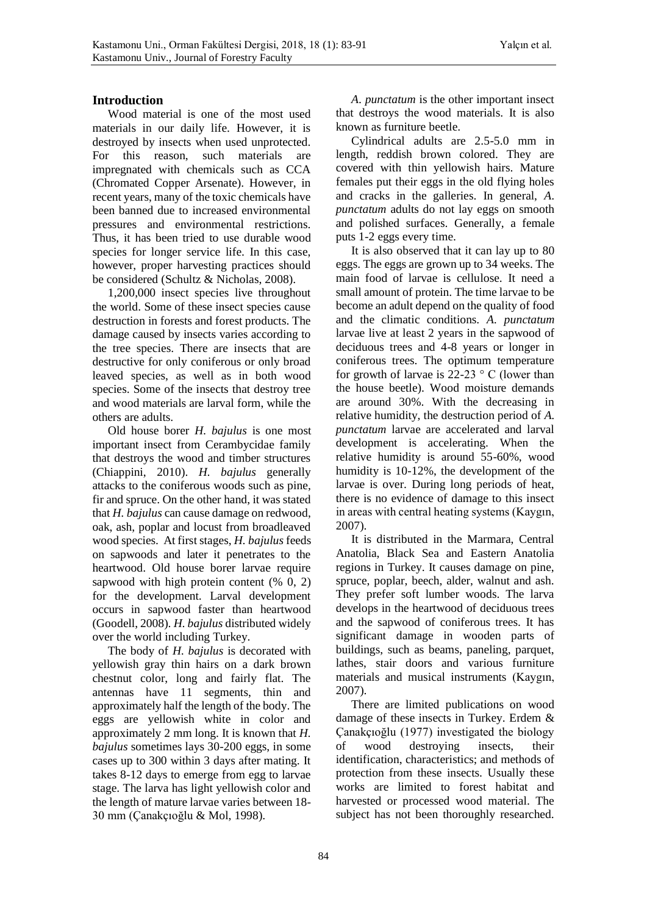## Introduction

Wood material is one of the most used materials in our daily life. However, it is destroyed by insects when used unprotected. For this reason, such materials are impregnated with chemicals such as CCA (Chromated Copper Arsenate). However, in recent years, many of the toxic chemicals have been banned due to increased environmental pressures and environmental restrictions. Thus, it has been tried to use durable wood species for longer service life. In this case, however, proper harvesting practices should be considered (Schultz & Nicholas, 2008).

1,200,000 insect species live throughout the world. Some of these insect species cause destruction in forests and forest products. The damage caused by insects varies according to the tree species. There are insects that are destructive for only coniferous or only broad leaved species, as well as in both wood species. Some of the insects that destroy tree and wood materials are larval form, while the others are adults.

Old house borer *H. bajulus* is one most important insect from Cerambycidae family that destroys the wood and timber structures (Chiappini, 2010). *H. bajulus* generally attacks to the coniferous woods such as pine, fir and spruce. On the other hand, it was stated that *H. bajulus* can cause damage on redwood, oak, ash, poplar and locust from broadleaved wood species. At first stages, *H. bajulus* feeds on sapwoods and later it penetrates to the heartwood. Old house borer larvae require sapwood with high protein content (% 0, 2) for the development. Larval development occurs in sapwood faster than heartwood (Goodell, 2008). *H. bajulus* distributed widely over the world including Turkey.

The body of *H. bajulus* is decorated with yellowish gray thin hairs on a dark brown chestnut color, long and fairly flat. The antennas have 11 segments, thin and approximately half the length of the body. The eggs are yellowish white in color and approximately 2 mm long. It is known that *H. bajulus* sometimes lays 30-200 eggs, in some cases up to 300 within 3 days after mating. It takes 8-12 days to emerge from egg to larvae stage. The larva has light yellowish color and the length of mature larvae varies between 18-30 mm (Çanakçıoğlu & Mol, 1998).

*A. punctatum* is the other important insect that destroys the wood materials. It is also known as furniture beetle.

Cylindrical adults are 2.5-5.0 mm in length, reddish brown colored. They are covered with thin yellowish hairs. Mature females put their eggs in the old flying holes and cracks in the galleries. In general, *A. punctatum* adults do not lay eggs on smooth and polished surfaces. Generally, a female puts 1-2 eggs every time.

It is also observed that it can lay up to 80 eggs. The eggs are grown up to 34 weeks. The main food of larvae is cellulose. It need a small amount of protein. The time larvae to be become an adult depend on the quality of food and the climatic conditions. *A. punctatum* larvae live at least 2 years in the sapwood of deciduous trees and 4-8 years or longer in coniferous trees. The optimum temperature for growth of larvae is 22-23 ° C (lower than the house beetle). Wood moisture demands are around 30%. With the decreasing in relative humidity, the destruction period of *A. punctatum* larvae are accelerated and larval development is accelerating. When the relative humidity is around 55-60%, wood humidity is 10-12%, the development of the larvae is over. During long periods of heat, there is no evidence of damage to this insect in areas with central heating systems (Kaygın, 2007).

It is distributed in the Marmara, Central Anatolia, Black Sea and Eastern Anatolia regions in Turkey. It causes damage on pine, spruce, poplar, beech, alder, walnut and ash. They prefer soft lumber woods. The larva develops in the heartwood of deciduous trees and the sapwood of coniferous trees. It has significant damage in wooden parts of buildings, such as beams, paneling, parquet, lathes, stair doors and various furniture materials and musical instruments (Kaygın, 2007).

There are limited publications on wood damage of these insects in Turkey. Erdem & Çanakçıoğlu (1977) investigated the biology of wood destroying insects, their identification, characteristics; and methods of protection from these insects. Usually these works are limited to forest habitat and harvested or processed wood material. The subject has not been thoroughly researched.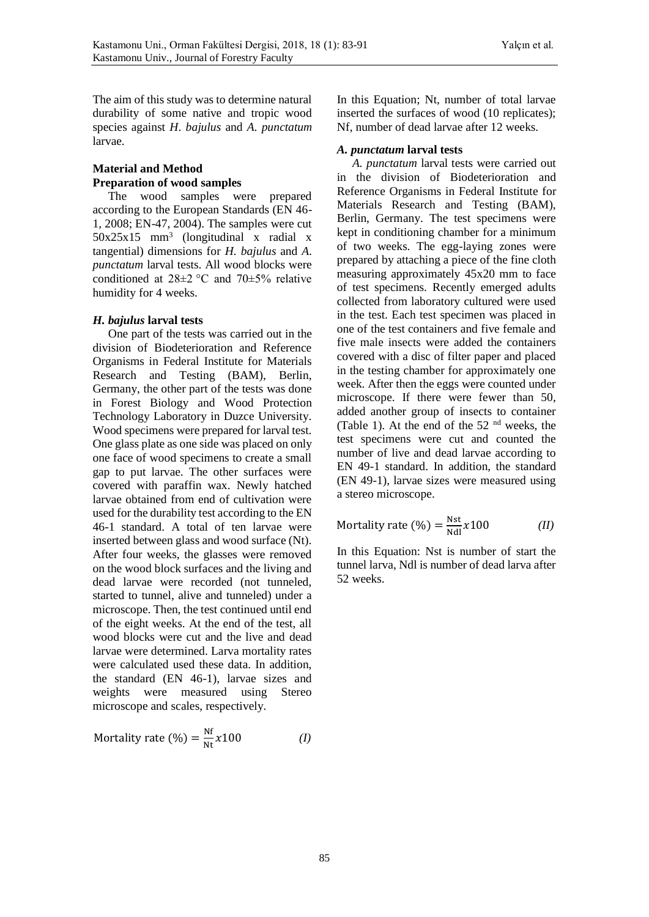The aim of this study was to determine natural durability of some native and tropic wood species against *H. bajulus* and *A. punctatum* larvae.

## Material and Method

### Preparation of wood samples

The wood samples were prepared according to the European Standards (EN 46-1, 2008; EN-47, 2004). The samples were cut $50x25x15$ $mm^3$ (longitudinal x radial x tangential) dimensions for *H. bajulus* and *A. punctatum* larval tests. All wood blocks were conditioned at 28±2 °C and 70±5% relative humidity for 4 weeks.

### *H. bajulus* larval tests

One part of the tests was carried out in the division of Biodeterioration and Reference Organisms in Federal Institute for Materials Research and Testing (BAM), Berlin, Germany, the other part of the tests was done in Forest Biology and Wood Protection Technology Laboratory in Duzce University. Wood specimens were prepared for larval test. One glass plate as one side was placed on only one face of wood specimens to create a small gap to put larvae. The other surfaces were covered with paraffin wax. Newly hatched larvae obtained from end of cultivation were used for the durability test according to the EN 46-1 standard. A total of ten larvae were inserted between glass and wood surface (Nt). After four weeks, the glasses were removed on the wood block surfaces and the living and dead larvae were recorded (not tunneled, started to tunnel, alive and tunneled) under a microscope. Then, the test continued until end of the eight weeks. At the end of the test, all wood blocks were cut and the live and dead larvae were determined. Larva mortality rates were calculated used these data. In addition, the standard (EN 46-1), larvae sizes and weights were measured using Stereo microscope and scales, respectively.

$$\text{Mortality rate (\%)} = \frac{\text{Nf}}{\text{Nt}} x100 \qquad (I)$$

In this Equation; Nt, number of total larvae inserted the surfaces of wood (10 replicates); Nf, number of dead larvae after 12 weeks.

### *A. punctatum* larval tests

*A. punctatum* larval tests were carried out in the division of Biodeterioration and Reference Organisms in Federal Institute for Materials Research and Testing (BAM), Berlin, Germany. The test specimens were kept in conditioning chamber for a minimum of two weeks. The egg-laying zones were prepared by attaching a piece of the fine cloth measuring approximately 45x20 mm to face of test specimens. Recently emerged adults collected from laboratory cultured were used in the test. Each test specimen was placed in one of the test containers and five female and five male insects were added the containers covered with a disc of filter paper and placed in the testing chamber for approximately one week. After then the eggs were counted under microscope. If there were fewer than 50, added another group of insects to container (Table 1). At the end of the 52 nd weeks, the test specimens were cut and counted the number of live and dead larvae according to EN 49-1 standard. In addition, the standard (EN 49-1), larvae sizes were measured using a stereo microscope.

$$\text{Mortality rate (\%)} = \frac{\text{Nst}}{\text{Ndl}} x100 \qquad (II)$$

In this Equation: Nst is number of start the tunnel larva, Ndl is number of dead larva after 52 weeks.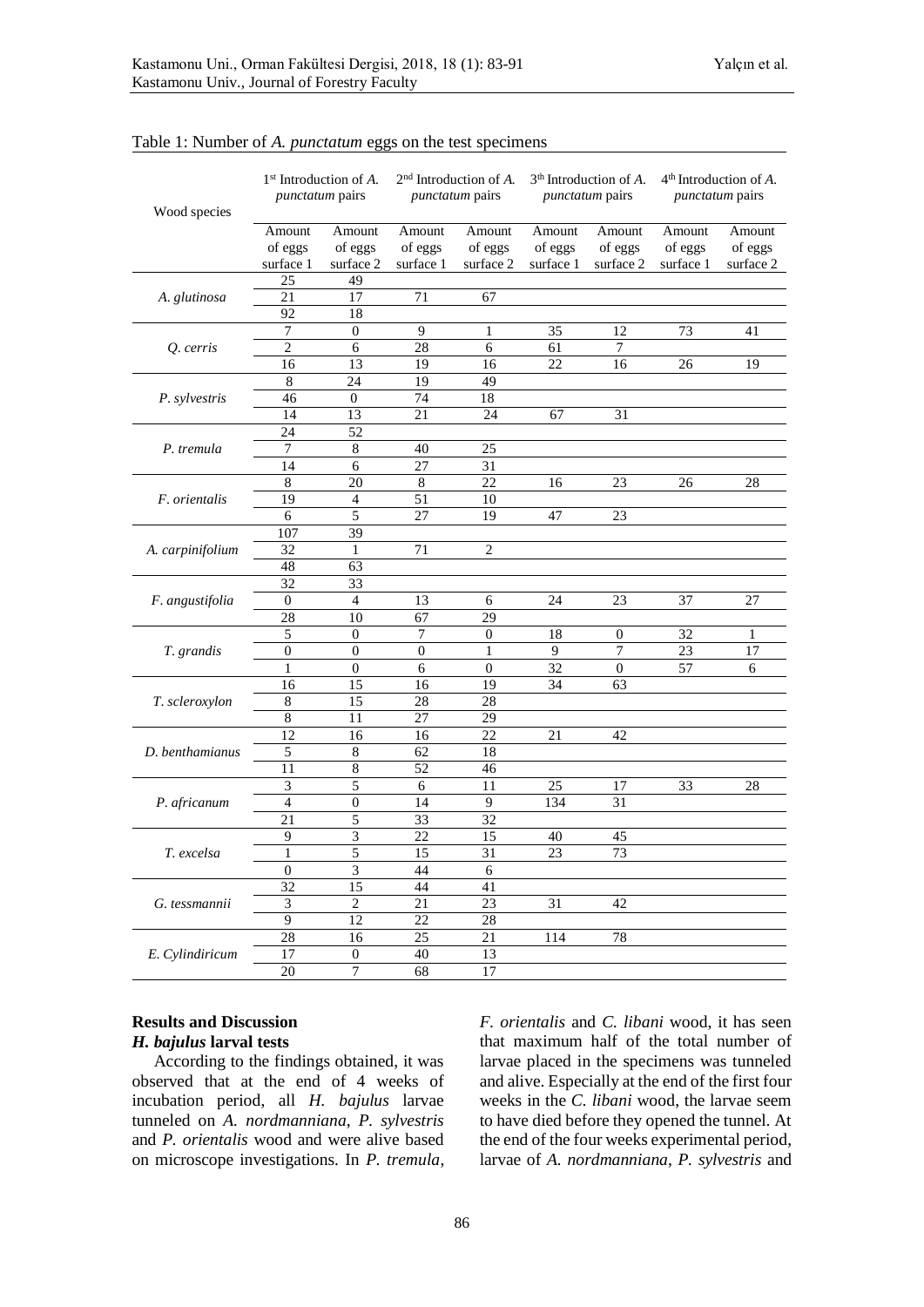Table 1: Number of *A. punctatum* eggs on the test specimens

| Wood species | 1st Introduction of *A. punctatum* pairs | | 2nd Introduction of *A. punctatum* pairs | | 3th Introduction of *A. punctatum* pairs | | 4th Introduction of *A. punctatum* pairs | |
|---|---|---|---|---|---|---|---|---|
| | Amount of eggs surface 1 | Amount of eggs surface 2 | Amount of eggs surface 1 | Amount of eggs surface 2 | Amount of eggs surface 1 | Amount of eggs surface 2 | Amount of eggs surface 1 | Amount of eggs surface 2 |
| | 25 | 49 | | | | | | |
| *A. glutinosa* | 21 | 17 | 71 | 67 | | | | |
| | 92 | 18 | | | | | | |
| | 7 | 0 | 9 | 1 | 35 | 12 | 73 | 41 |
| *Q. cerris* | 2 | 6 | 28 | 6 | 61 | 7 | | |
| | 16 | 13 | 19 | 16 | 22 | 16 | 26 | 19 |
| | 8 | 24 | 19 | 49 | | | | |
| *P. sylvestris* | 46 | 0 | 74 | 18 | | | | |
| | 14 | 13 | 21 | 24 | 67 | 31 | | |
| | 24 | 52 | | | | | | |
| *P. tremula* | 7 | 8 | 40 | 25 | | | | |
| | 14 | 6 | 27 | 31 | | | | |
| | 8 | 20 | 8 | 22 | 16 | 23 | 26 | 28 |
| *F. orientalis* | 19 | 4 | 51 | 10 | | | | |
| | 6 | 5 | 27 | 19 | 47 | 23 | | |
| | 107 | 39 | | | | | | |
| *A. carpinifolium* | 32 | 1 | 71 | 2 | | | | |
| | 48 | 63 | | | | | | |
| | 32 | 33 | | | | | | |
| *F. angustifolia* | 0 | 4 | 13 | 6 | 24 | 23 | 37 | 27 |
| | 28 | 10 | 67 | 29 | | | | |
| | 5 | 0 | 7 | 0 | 18 | 0 | 32 | 1 |
| *T. grandis* | 0 | 0 | 0 | 1 | 9 | 7 | 23 | 17 |
| | 1 | 0 | 6 | 0 | 32 | 0 | 57 | 6 |
| | 16 | 15 | 16 | 19 | 34 | 63 | | |
| *T. scleroxylon* | 8 | 15 | 28 | 28 | | | | |
| | 8 | 11 | 27 | 29 | | | | |
| | 12 | 16 | 16 | 22 | 21 | 42 | | |
| *D. benthamianus* | 5 | 8 | 62 | 18 | | | | |
| | 11 | 8 | 52 | 46 | | | | |
| | 3 | 5 | 6 | 11 | 25 | 17 | 33 | 28 |
| *P. africanum* | 4 | 0 | 14 | 9 | 134 | 31 | | |
| | 21 | 5 | 33 | 32 | | | | |
| | 9 | 3 | 22 | 15 | 40 | 45 | | |
| *T. excelsa* | 1 | 5 | 15 | 31 | 23 | 73 | | |
| | 0 | 3 | 44 | 6 | | | | |
| | 32 | 15 | 44 | 41 | | | | |
| *G. tessmannii* | 3 | 2 | 21 | 23 | 31 | 42 | | |
| | 9 | 12 | 22 | 28 | | | | |
| | 28 | 16 | 25 | 21 | 114 | 78 | | |
| *E. Cylindiricum* | 17 | 0 | 40 | 13 | | | | |
| | 20 | 7 | 68 | 17 | | | | |

## Results and Discussion

### *H. bajulus* larval tests

According to the findings obtained, it was observed that at the end of 4 weeks of incubation period, all *H. bajulus* larvae tunneled on *A. nordmanniana*, *P. sylvestris* and *P. orientalis* wood and were alive based on microscope investigations. In *P. tremula*, *F. orientalis* and *C. libani* wood, it has seen that maximum half of the total number of larvae placed in the specimens was tunneled and alive. Especially at the end of the first four weeks in the *C. libani* wood, the larvae seem to have died before they opened the tunnel. At the end of the four weeks experimental period, larvae of *A. nordmanniana*, *P. sylvestris* and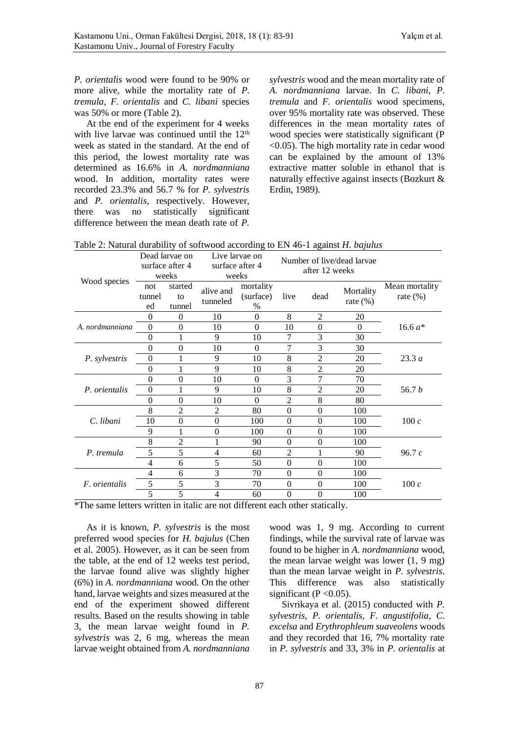*P. orientalis* wood were found to be 90% or more alive, while the mortality rate of *P. tremula*, *F. orientalis* and *C. libani* species was 50% or more (Table 2).

At the end of the experiment for 4 weeks with live larvae was continued until the 12th week as stated in the standard. At the end of this period, the lowest mortality rate was determined as 16.6% in *A. nordmanniana* wood. In addition, mortality rates were recorded 23.3% and 56.7 % for *P. sylvestris* and *P. orientalis*, respectively. However, there was no statistically significant difference between the mean death rate of *P. sylvestris* wood and the mean mortality rate of *A. nordmanniana* larvae. In *C. libani*, *P. tremula* and *F. orientalis* wood specimens, over 95% mortality rate was observed. These differences in the mean mortality rates of wood species were statistically significant (P <0.05). The high mortality rate in cedar wood can be explained by the amount of 13% extractive matter soluble in ethanol that is naturally effective against insects (Bozkurt & Erdin, 1989).

Table 2: Natural durability of softwood according to EN 46-1 against *H. bajulus*

| Wood species | Dead larvae on surface after 4 weeks | | Live larvae on surface after 4 weeks | | Number of live/dead larvae after 12 weeks | | | Mean mortality rate (%) |
|---|---|---|---|---|---|---|---|---|
| | not tunneled | started to tunnel | alive and tunneled | mortality (surface) % | live | dead | Mortality rate (%) | |
| *A. nordmanniana* | 0 | 0 | 10 | 0 | 8 | 2 | 20 | 16.6 *a** |
| | 0 | 0 | 10 | 0 | 10 | 0 | 0 | |
| | 0 | 1 | 9 | 10 | 7 | 3 | 30 | |
| *P. sylvestris* | 0 | 0 | 10 | 0 | 7 | 3 | 30 | 23.3 *a* |
| | 0 | 1 | 9 | 10 | 8 | 2 | 20 | |
| | 0 | 1 | 9 | 10 | 8 | 2 | 20 | |
| *P. orientalis* | 0 | 0 | 10 | 0 | 3 | 7 | 70 | 56.7 *b* |
| | 0 | 1 | 9 | 10 | 8 | 2 | 20 | |
| | 0 | 0 | 10 | 0 | 2 | 8 | 80 | |
| *C. libani* | 8 | 2 | 2 | 80 | 0 | 0 | 100 | 100 *c* |
| | 10 | 0 | 0 | 100 | 0 | 0 | 100 | |
| | 9 | 1 | 0 | 100 | 0 | 0 | 100 | |
| *P. tremula* | 8 | 2 | 1 | 90 | 0 | 0 | 100 | 96.7 *c* |
| | 5 | 5 | 4 | 60 | 2 | 1 | 90 | |
| | 4 | 6 | 5 | 50 | 0 | 0 | 100 | |
| *F. orientalis* | 4 | 6 | 3 | 70 | 0 | 0 | 100 | 100 *c* |
| | 5 | 5 | 3 | 70 | 0 | 0 | 100 | |
| | 5 | 5 | 4 | 60 | 0 | 0 | 100 | |

*The same letters written in italic are not different each other statically.

As it is known, *P. sylvestris* is the most preferred wood species for *H. bajulus* (Chen et al. 2005). However, as it can be seen from the table, at the end of 12 weeks test period, the larvae found alive was slightly higher (6%) in *A. nordmanniana* wood. On the other hand, larvae weights and sizes measured at the end of the experiment showed different results. Based on the results showing in table 3, the mean larvae weight found in *P. sylvestris* was 2, 6 mg, whereas the mean larvae weight obtained from *A. nordmanniana* wood was 1, 9 mg. According to current findings, while the survival rate of larvae was found to be higher in *A. nordmanniana* wood, the mean larvae weight was lower (1, 9 mg) than the mean larvae weight in *P. sylvestris*. This difference was also statistically significant (P <0.05).

Sivrikaya et al. (2015) conducted with *P. sylvestris*, *P. orientalis*, *F. angustifolia*, *C. excelsa* and *Erythrophleum suaveolens* woods and they recorded that 16, 7% mortality rate in *P. sylvestris* and 33, 3% in *P. orientalis* at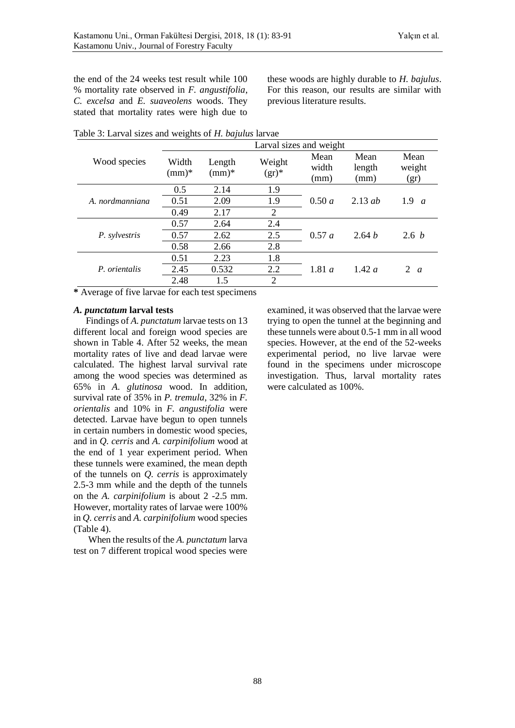the end of the 24 weeks test result while 100 % mortality rate observed in *F. angustifolia*, *C. excelsa* and *E. suaveolens* woods. They stated that mortality rates were high due to these woods are highly durable to *H. bajulus*. For this reason, our results are similar with previous literature results.

Table 3: Larval sizes and weights of *H. bajulus* larvae

| Wood species | Larval sizes and weight | | | | | |
|---|---|---|---|---|---|---|
| | Width (mm)* | Length (mm)* | Weight (gr)* | Mean width (mm) | Mean length (mm) | Mean weight (gr) |
| *A. nordmanniana* | 0.5 | 2.14 | 1.9 | 0.50 *a* | 2.13 *ab* | 1.9 *a* |
| | 0.51 | 2.09 | 1.9 | | | |
| | 0.49 | 2.17 | 2 | | | |
| *P. sylvestris* | 0.57 | 2.64 | 2.4 | 0.57 *a* | 2.64 *b* | 2.6 *b* |
| | 0.57 | 2.62 | 2.5 | | | |
| | 0.58 | 2.66 | 2.8 | | | |
| *P. orientalis* | 0.51 | 2.23 | 1.8 | 1.81 *a* | 1.42 *a* | 2 *a* |
| | 2.45 | 0.532 | 2.2 | | | |
| | 2.48 | 1.5 | 2 | | | |

**\*** Average of five larvae for each test specimens

### *A. punctatum* larval tests

Findings of *A. punctatum* larvae tests on 13 different local and foreign wood species are shown in Table 4. After 52 weeks, the mean mortality rates of live and dead larvae were calculated. The highest larval survival rate among the wood species was determined as 65% in *A. glutinosa* wood. In addition, survival rate of 35% in *P. tremula*, 32% in *F. orientalis* and 10% in *F. angustifolia* were detected. Larvae have begun to open tunnels in certain numbers in domestic wood species, and in *Q. cerris* and *A. carpinifolium* wood at the end of 1 year experiment period. When these tunnels were examined, the mean depth of the tunnels on *Q. cerris* is approximately 2.5-3 mm while and the depth of the tunnels on the *A. carpinifolium* is about 2 -2.5 mm. However, mortality rates of larvae were 100% in *Q. cerris* and *A. carpinifolium* wood species (Table 4).

When the results of the *A. punctatum* larva test on 7 different tropical wood species were examined, it was observed that the larvae were trying to open the tunnel at the beginning and these tunnels were about 0.5-1 mm in all wood species. However, at the end of the 52-weeks experimental period, no live larvae were found in the specimens under microscope investigation. Thus, larval mortality rates were calculated as 100%.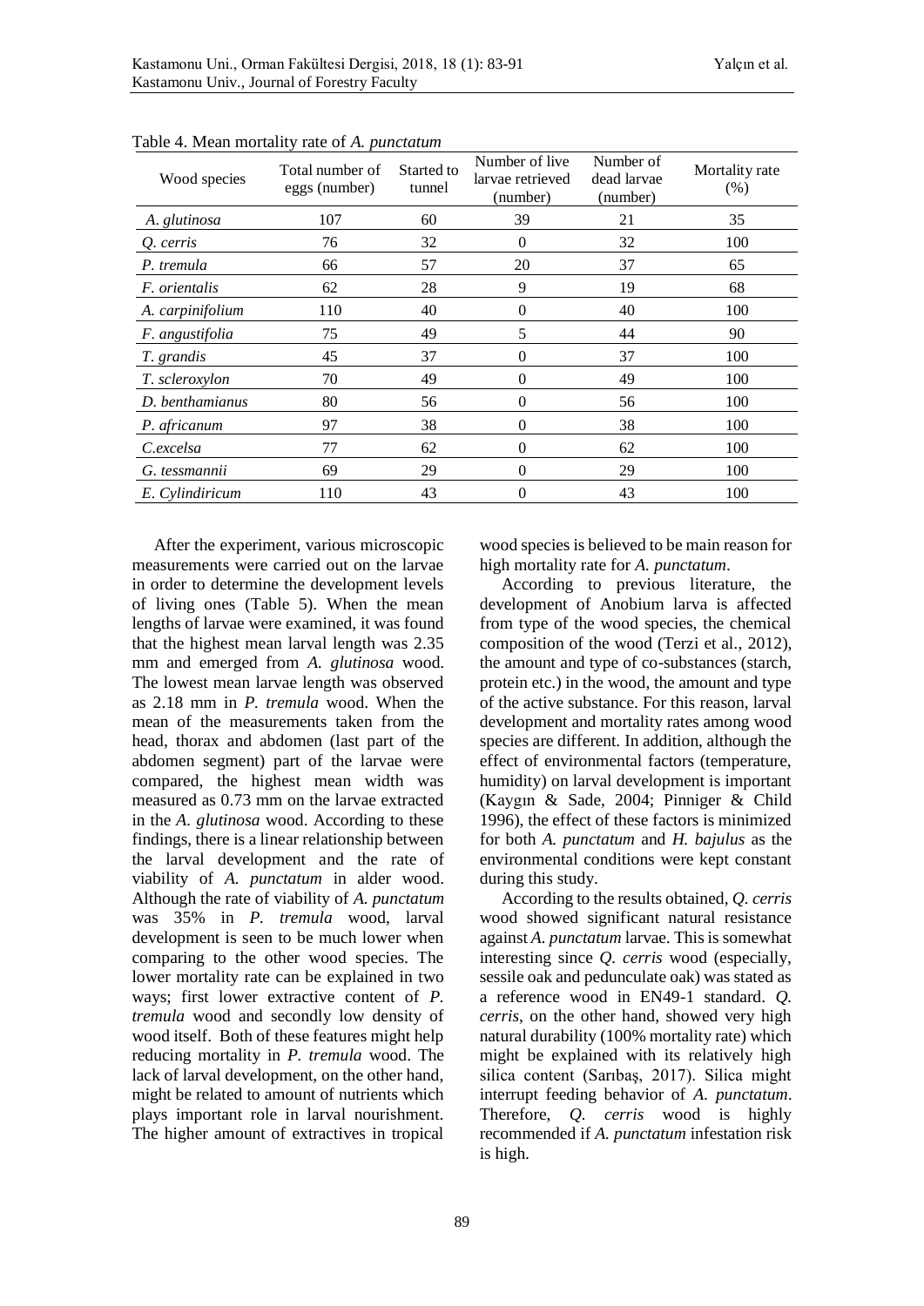Table 4. Mean mortality rate of *A. punctatum*

| Wood species | Total number of eggs (number) | Started to tunnel | Number of live larvae retrieved (number) | Number of dead larvae (number) | Mortality rate (%) |
|---|---|---|---|---|---|
| *A. glutinosa* | 107 | 60 | 39 | 21 | 35 |
| *Q. cerris* | 76 | 32 | 0 | 32 | 100 |
| *P. tremula* | 66 | 57 | 20 | 37 | 65 |
| *F. orientalis* | 62 | 28 | 9 | 19 | 68 |
| *A. carpinifolium* | 110 | 40 | 0 | 40 | 100 |
| *F. angustifolia* | 75 | 49 | 5 | 44 | 90 |
| *T. grandis* | 45 | 37 | 0 | 37 | 100 |
| *T. scleroxylon* | 70 | 49 | 0 | 49 | 100 |
| *D. benthamianus* | 80 | 56 | 0 | 56 | 100 |
| *P. africanum* | 97 | 38 | 0 | 38 | 100 |
| *C.excelsa* | 77 | 62 | 0 | 62 | 100 |
| *G. tessmannii* | 69 | 29 | 0 | 29 | 100 |
| *E. Cylindiricum* | 110 | 43 | 0 | 43 | 100 |

After the experiment, various microscopic measurements were carried out on the larvae in order to determine the development levels of living ones (Table 5). When the mean lengths of larvae were examined, it was found that the highest mean larval length was 2.35 mm and emerged from *A. glutinosa* wood. The lowest mean larvae length was observed as 2.18 mm in *P. tremula* wood. When the mean of the measurements taken from the head, thorax and abdomen (last part of the abdomen segment) part of the larvae were compared, the highest mean width was measured as 0.73 mm on the larvae extracted in the *A. glutinosa* wood. According to these findings, there is a linear relationship between the larval development and the rate of viability of *A. punctatum* in alder wood. Although the rate of viability of *A. punctatum* was 35% in *P. tremula* wood, larval development is seen to be much lower when comparing to the other wood species. The lower mortality rate can be explained in two ways; first lower extractive content of *P. tremula* wood and secondly low density of wood itself. Both of these features might help reducing mortality in *P. tremula* wood. The lack of larval development, on the other hand, might be related to amount of nutrients which plays important role in larval nourishment. The higher amount of extractives in tropical wood species is believed to be main reason for high mortality rate for *A. punctatum*.

According to previous literature, the development of Anobium larva is affected from type of the wood species, the chemical composition of the wood (Terzi et al., 2012), the amount and type of co-substances (starch, protein etc.) in the wood, the amount and type of the active substance. For this reason, larval development and mortality rates among wood species are different. In addition, although the effect of environmental factors (temperature, humidity) on larval development is important (Kaygın & Sade, 2004; Pinniger & Child 1996), the effect of these factors is minimized for both *A. punctatum* and *H. bajulus* as the environmental conditions were kept constant during this study.

According to the results obtained, *Q. cerris* wood showed significant natural resistance against *A. punctatum* larvae. This is somewhat interesting since *Q. cerris* wood (especially, sessile oak and pedunculate oak) was stated as a reference wood in EN49-1 standard. *Q. cerris*, on the other hand, showed very high natural durability (100% mortality rate) which might be explained with its relatively high silica content (Sarıbaş, 2017). Silica might interrupt feeding behavior of *A. punctatum*. Therefore, *Q. cerris* wood is highly recommended if *A. punctatum* infestation risk is high.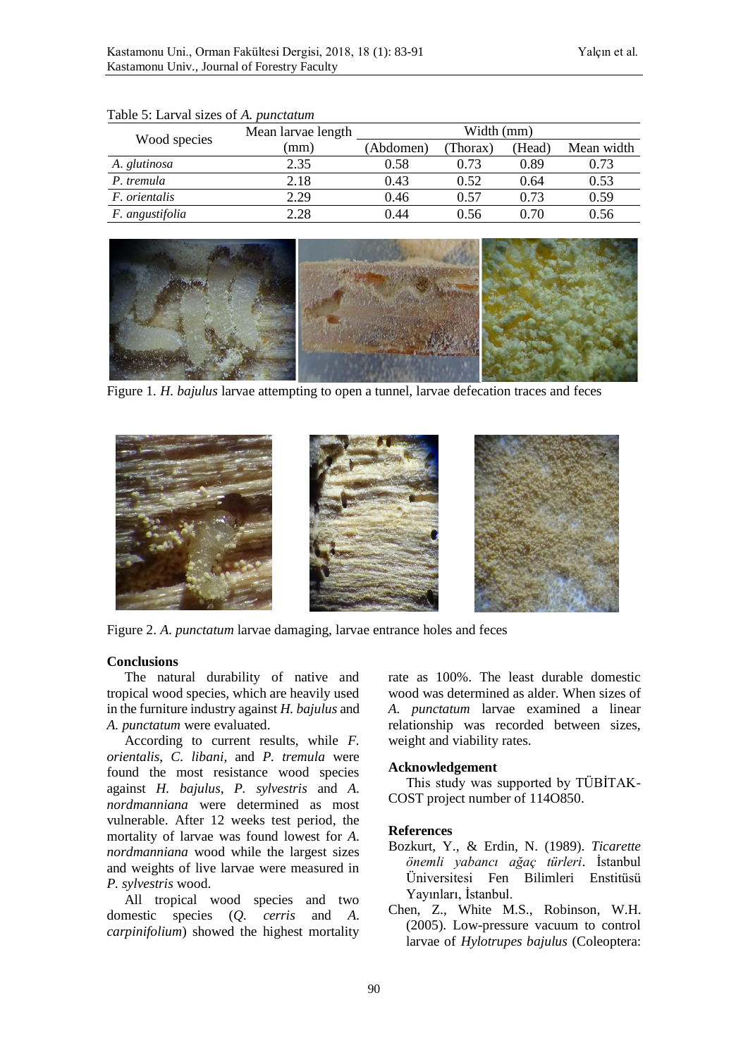Table 5: Larval sizes of *A. punctatum*

| Wood species | Mean larvae length (mm) | Width (mm) | | | |
|---|---|---|---|---|---|
| | | (Abdomen) | (Thorax) | (Head) | Mean width |
| *A. glutinosa* | 2.35 | 0.58 | 0.73 | 0.89 | 0.73 |
| *P. tremula* | 2.18 | 0.43 | 0.52 | 0.64 | 0.53 |
| *F. orientalis* | 2.29 | 0.46 | 0.57 | 0.73 | 0.59 |
| *F. angustifolia* | 2.28 | 0.44 | 0.56 | 0.70 | 0.56 |

Figure 1. *H. bajulus* larvae attempting to open a tunnel, larvae defecation traces and feces

Figure 2. *A. punctatum* larvae damaging, larvae entrance holes and feces

## Conclusions

The natural durability of native and tropical wood species, which are heavily used in the furniture industry against *H. bajulus* and *A. punctatum* were evaluated.

According to current results, while *F. orientalis*, *C. libani*, and *P. tremula* were found the most resistance wood species against *H. bajulus*, *P. sylvestris* and *A. nordmanniana* were determined as most vulnerable. After 12 weeks test period, the mortality of larvae was found lowest for *A. nordmanniana* wood while the largest sizes and weights of live larvae were measured in *P. sylvestris* wood.

All tropical wood species and two domestic species (*Q. cerris* and *A. carpinifolium*) showed the highest mortality rate as 100%. The least durable domestic wood was determined as alder. When sizes of *A. punctatum* larvae examined a linear relationship was recorded between sizes, weight and viability rates.

## Acknowledgement

This study was supported by TÜBİTAK-COST project number of 114O850.

## References

Bozkurt, Y., & Erdin, N. (1989). *Ticarette önemli yabancı ağaç türleri*. İstanbul Üniversitesi Fen Bilimleri Enstitüsü Yayınları, İstanbul.

Chen, Z., White M.S., Robinson, W.H. (2005). Low-pressure vacuum to control larvae of *Hylotrupes bajulus* (Coleoptera: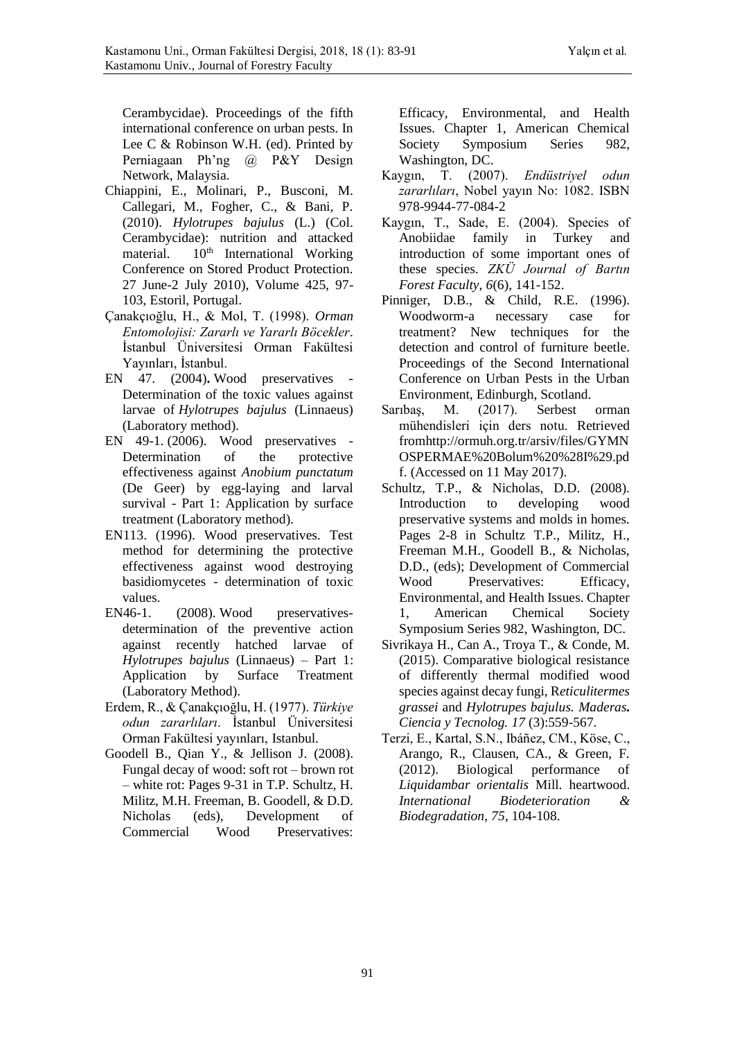Cerambycidae). Proceedings of the fifth international conference on urban pests. In Lee C & Robinson W.H. (ed). Printed by Perniagaan Ph'ng @ P&Y Design Network, Malaysia.

Chiappini, E., Molinari, P., Busconi, M. Callegari, M., Fogher, C., & Bani, P. (2010). *Hylotrupes bajulus* (L.) (Col. Cerambycidae): nutrition and attacked material. 10th International Working Conference on Stored Product Protection. 27 June-2 July 2010), Volume 425, 97-103, Estoril, Portugal.

Çanakçıoğlu, H., & Mol, T. (1998). *Orman Entomolojisi: Zararlı ve Yararlı Böcekler*. İstanbul Üniversitesi Orman Fakültesi Yayınları, İstanbul.

EN 47. (2004)**.** Wood preservatives - Determination of the toxic values against larvae of *Hylotrupes bajulus* (Linnaeus) (Laboratory method).

EN 49-1. (2006). Wood preservatives - Determination of the protective effectiveness against *Anobium punctatum* (De Geer) by egg-laying and larval survival - Part 1: Application by surface treatment (Laboratory method).

EN113. (1996). Wood preservatives. Test method for determining the protective effectiveness against wood destroying basidiomycetes - determination of toxic values.

EN46-1. (2008). Wood preservatives-determination of the preventive action against recently hatched larvae of *Hylotrupes bajulus* (Linnaeus) – Part 1: Application by Surface Treatment (Laboratory Method).

Erdem, R., & Çanakçıoğlu, H. (1977). *Türkiye odun zararlıları*. İstanbul Üniversitesi Orman Fakültesi yayınları, Istanbul.

Goodell B., Qian Y., & Jellison J. (2008). Fungal decay of wood: soft rot – brown rot – white rot: Pages 9-31 in T.P. Schultz, H. Militz, M.H. Freeman, B. Goodell, & D.D. Nicholas (eds), Development of Commercial Wood Preservatives: Efficacy, Environmental, and Health Issues. Chapter 1, American Chemical Society Symposium Series 982, Washington, DC.

Kaygın, T. (2007). *Endüstriyel odun zararlıları*, Nobel yayın No: 1082. ISBN 978-9944-77-084-2

Kaygın, T., Sade, E. (2004). Species of Anobiidae family in Turkey and introduction of some important ones of these species. *ZKÜ Journal of Bartın Forest Faculty*, *6*(6), 141-152.

Pinniger, D.B., & Child, R.E. (1996). Woodworm-a necessary case for treatment? New techniques for the detection and control of furniture beetle. Proceedings of the Second International Conference on Urban Pests in the Urban Environment, Edinburgh, Scotland.

Sarıbaş, M. (2017). Serbest orman mühendisleri için ders notu. Retrieved fromhttp://ormuh.org.tr/arsiv/files/GYMNOSPERMAE%20Bolum%20%28I%29.pdf. (Accessed on 11 May 2017).

Schultz, T.P., & Nicholas, D.D. (2008). Introduction to developing wood preservative systems and molds in homes. Pages 2-8 in Schultz T.P., Militz, H., Freeman M.H., Goodell B., & Nicholas, D.D., (eds); Development of Commercial Wood Preservatives: Efficacy, Environmental, and Health Issues. Chapter 1, American Chemical Society Symposium Series 982, Washington, DC.

Sivrikaya H., Can A., Troya T., & Conde, M. (2015). Comparative biological resistance of differently thermal modified wood species against decay fungi, R*eticulitermes grassei* and *Hylotrupes bajulus. Maderas***.** *Ciencia y Tecnolog. 17* (3):559-567.

Terzi, E., Kartal, S.N., Ibáñez, CM., Köse, C., Arango, R., Clausen, CA., & Green, F. (2012). Biological performance of *Liquidambar orientalis* Mill. heartwood. *International Biodeterioration & Biodegradation*, *75*, 104-108.